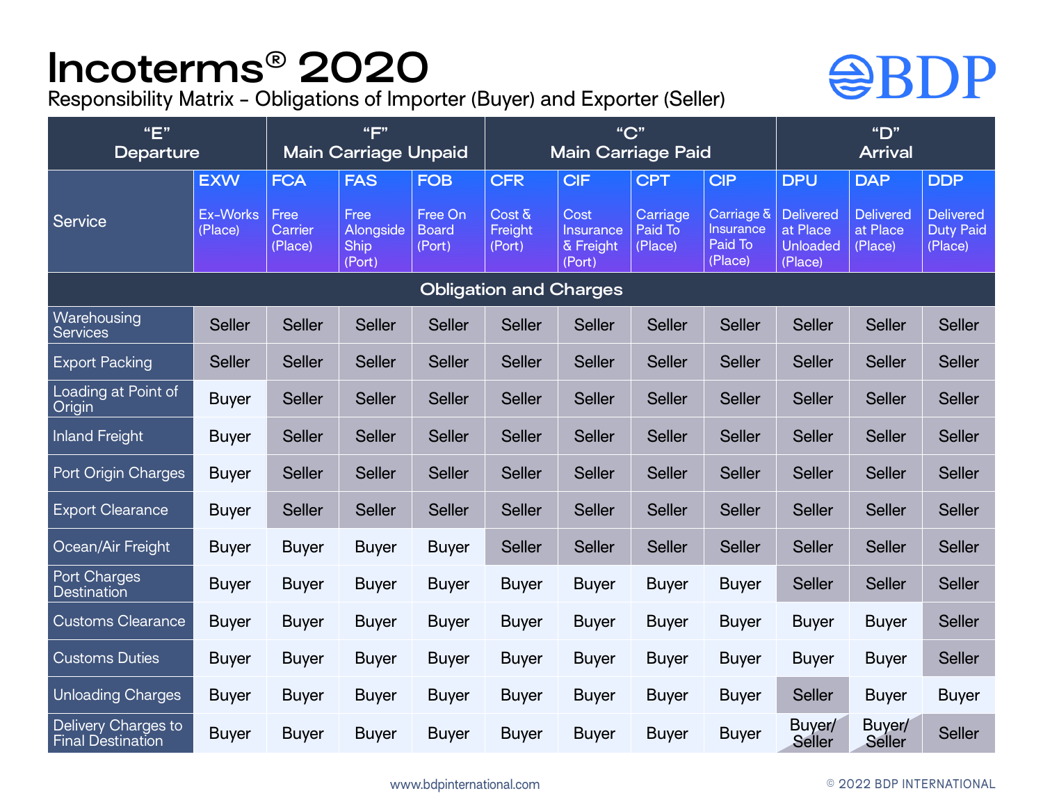# Incoterms® 2020

Responsibility Matrix – Obligations of Importer (Buyer) and Exporter (Seller)

BDP

| | "E" Departure | "F" Main Carriage Unpaid | | | "C" Main Carriage Paid | | | | "D" Arrival | | |
|---|---|---|---|---|---|---|---|---|---|---|---|
| Service | EXW Ex-Works (Place) | FCA Free Carrier (Place) | FAS Free Alongside Ship (Port) | FOB Free On Board (Port) | CFR Cost & Freight (Port) | CIF Cost Insurance & Freight (Port) | CPT Carriage Paid To (Place) | CIP Carriage & Insurance Paid To (Place) | DPU Delivered at Place Unloaded (Place) | DAP Delivered at Place (Place) | DDP Delivered Duty Paid (Place) |
| **Obligation and Charges** | | | | | | | | | | | |
| Warehousing Services | Seller | Seller | Seller | Seller | Seller | Seller | Seller | Seller | Seller | Seller | Seller |
| Export Packing | Seller | Seller | Seller | Seller | Seller | Seller | Seller | Seller | Seller | Seller | Seller |
| Loading at Point of Origin | Buyer | Seller | Seller | Seller | Seller | Seller | Seller | Seller | Seller | Seller | Seller |
| Inland Freight | Buyer | Seller | Seller | Seller | Seller | Seller | Seller | Seller | Seller | Seller | Seller |
| Port Origin Charges | Buyer | Seller | Seller | Seller | Seller | Seller | Seller | Seller | Seller | Seller | Seller |
| Export Clearance | Buyer | Seller | Seller | Seller | Seller | Seller | Seller | Seller | Seller | Seller | Seller |
| Ocean/Air Freight | Buyer | Buyer | Buyer | Buyer | Seller | Seller | Seller | Seller | Seller | Seller | Seller |
| Port Charges Destination | Buyer | Buyer | Buyer | Buyer | Buyer | Buyer | Buyer | Buyer | Seller | Seller | Seller |
| Customs Clearance | Buyer | Buyer | Buyer | Buyer | Buyer | Buyer | Buyer | Buyer | Buyer | Buyer | Seller |
| Customs Duties | Buyer | Buyer | Buyer | Buyer | Buyer | Buyer | Buyer | Buyer | Buyer | Buyer | Seller |
| Unloading Charges | Buyer | Buyer | Buyer | Buyer | Buyer | Buyer | Buyer | Buyer | Seller | Buyer | Buyer |
| Delivery Charges to Final Destination | Buyer | Buyer | Buyer | Buyer | Buyer | Buyer | Buyer | Buyer | Buyer/ Seller | Buyer/ Seller | Seller |

www.bdpinternational.com

© 2022 BDP INTERNATIONAL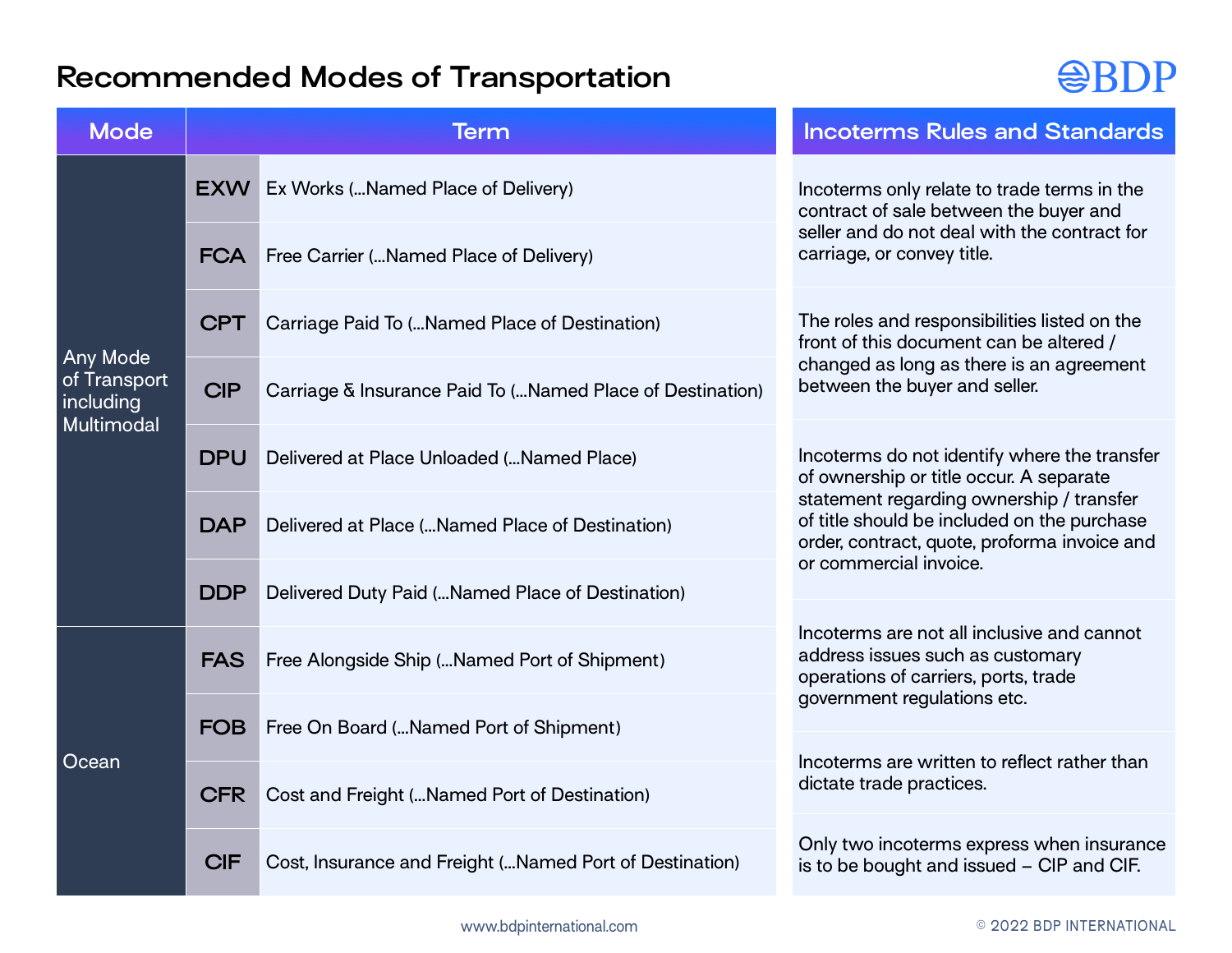# Recommended Modes of Transportation

BDP

| Mode | Term | |
|---|---|---|
| Any Mode of Transport including Multimodal | EXW | Ex Works (...Named Place of Delivery) |
| | FCA | Free Carrier (...Named Place of Delivery) |
| | CPT | Carriage Paid To (...Named Place of Destination) |
| | CIP | Carriage & Insurance Paid To (...Named Place of Destination) |
| | DPU | Delivered at Place Unloaded (...Named Place) |
| | DAP | Delivered at Place (...Named Place of Destination) |
| | DDP | Delivered Duty Paid (...Named Place of Destination) |
| Ocean | FAS | Free Alongside Ship (...Named Port of Shipment) |
| | FOB | Free On Board (...Named Port of Shipment) |
| | CFR | Cost and Freight (...Named Port of Destination) |
| | CIF | Cost, Insurance and Freight (...Named Port of Destination) |

## Incoterms Rules and Standards

Incoterms only relate to trade terms in the contract of sale between the buyer and seller and do not deal with the contract for carriage, or convey title.

The roles and responsibilities listed on the front of this document can be altered / changed as long as there is an agreement between the buyer and seller.

Incoterms do not identify where the transfer of ownership or title occur. A separate statement regarding ownership / transfer of title should be included on the purchase order, contract, quote, proforma invoice and or commercial invoice.

Incoterms are not all inclusive and cannot address issues such as customary operations of carriers, ports, trade government regulations etc.

Incoterms are written to reflect rather than dictate trade practices.

Only two incoterms express when insurance is to be bought and issued – CIP and CIF.

www.bdpinternational.com

© 2022 BDP INTERNATIONAL